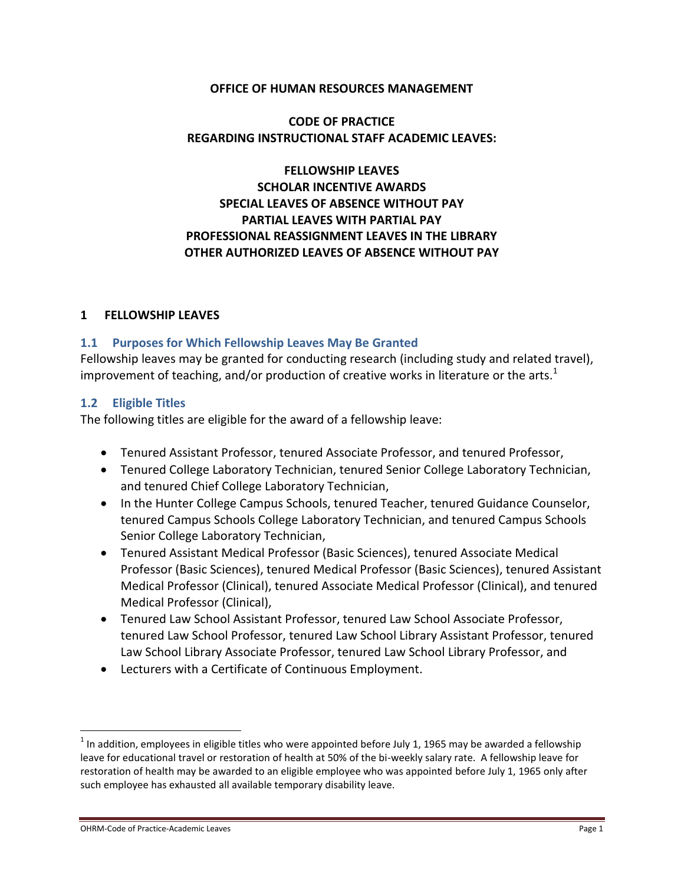**OFFICE OF HUMAN RESOURCES MANAGEMENT**

**CODE OF PRACTICE**
**REGARDING INSTRUCTIONAL STAFF ACADEMIC LEAVES:**

**FELLOWSHIP LEAVES**
**SCHOLAR INCENTIVE AWARDS**
**SPECIAL LEAVES OF ABSENCE WITHOUT PAY**
**PARTIAL LEAVES WITH PARTIAL PAY**
**PROFESSIONAL REASSIGNMENT LEAVES IN THE LIBRARY**
**OTHER AUTHORIZED LEAVES OF ABSENCE WITHOUT PAY**

# 1 FELLOWSHIP LEAVES

## 1.1 Purposes for Which Fellowship Leaves May Be Granted

Fellowship leaves may be granted for conducting research (including study and related travel), improvement of teaching, and/or production of creative works in literature or the arts.[1]

## 1.2 Eligible Titles

The following titles are eligible for the award of a fellowship leave:

- Tenured Assistant Professor, tenured Associate Professor, and tenured Professor,
- Tenured College Laboratory Technician, tenured Senior College Laboratory Technician, and tenured Chief College Laboratory Technician,
- In the Hunter College Campus Schools, tenured Teacher, tenured Guidance Counselor, tenured Campus Schools College Laboratory Technician, and tenured Campus Schools Senior College Laboratory Technician,
- Tenured Assistant Medical Professor (Basic Sciences), tenured Associate Medical Professor (Basic Sciences), tenured Medical Professor (Basic Sciences), tenured Assistant Medical Professor (Clinical), tenured Associate Medical Professor (Clinical), and tenured Medical Professor (Clinical),
- Tenured Law School Assistant Professor, tenured Law School Associate Professor, tenured Law School Professor, tenured Law School Library Assistant Professor, tenured Law School Library Associate Professor, tenured Law School Library Professor, and
- Lecturers with a Certificate of Continuous Employment.

[1] In addition, employees in eligible titles who were appointed before July 1, 1965 may be awarded a fellowship leave for educational travel or restoration of health at 50% of the bi-weekly salary rate. A fellowship leave for restoration of health may be awarded to an eligible employee who was appointed before July 1, 1965 only after such employee has exhausted all available temporary disability leave.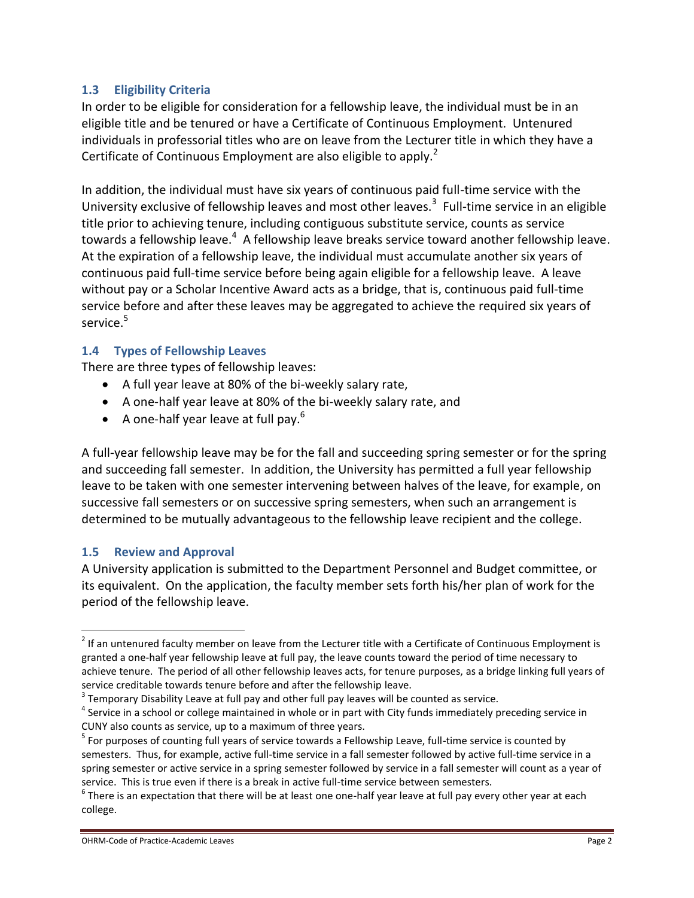### 1.3 Eligibility Criteria

In order to be eligible for consideration for a fellowship leave, the individual must be in an eligible title and be tenured or have a Certificate of Continuous Employment. Untenured individuals in professorial titles who are on leave from the Lecturer title in which they have a Certificate of Continuous Employment are also eligible to apply.[2]

In addition, the individual must have six years of continuous paid full-time service with the University exclusive of fellowship leaves and most other leaves.[3] Full-time service in an eligible title prior to achieving tenure, including contiguous substitute service, counts as service towards a fellowship leave.[4] A fellowship leave breaks service toward another fellowship leave. At the expiration of a fellowship leave, the individual must accumulate another six years of continuous paid full-time service before being again eligible for a fellowship leave. A leave without pay or a Scholar Incentive Award acts as a bridge, that is, continuous paid full-time service before and after these leaves may be aggregated to achieve the required six years of service.[5]

### 1.4 Types of Fellowship Leaves

There are three types of fellowship leaves:

- A full year leave at 80% of the bi-weekly salary rate,
- A one-half year leave at 80% of the bi-weekly salary rate, and
- A one-half year leave at full pay.[6]

A full-year fellowship leave may be for the fall and succeeding spring semester or for the spring and succeeding fall semester. In addition, the University has permitted a full year fellowship leave to be taken with one semester intervening between halves of the leave, for example, on successive fall semesters or on successive spring semesters, when such an arrangement is determined to be mutually advantageous to the fellowship leave recipient and the college.

### 1.5 Review and Approval

A University application is submitted to the Department Personnel and Budget committee, or its equivalent. On the application, the faculty member sets forth his/her plan of work for the period of the fellowship leave.

---

[2] If an untenured faculty member on leave from the Lecturer title with a Certificate of Continuous Employment is granted a one-half year fellowship leave at full pay, the leave counts toward the period of time necessary to achieve tenure. The period of all other fellowship leaves acts, for tenure purposes, as a bridge linking full years of service creditable towards tenure before and after the fellowship leave.

[3] Temporary Disability Leave at full pay and other full pay leaves will be counted as service.

[4] Service in a school or college maintained in whole or in part with City funds immediately preceding service in CUNY also counts as service, up to a maximum of three years.

[5] For purposes of counting full years of service towards a Fellowship Leave, full-time service is counted by semesters. Thus, for example, active full-time service in a fall semester followed by active full-time service in a spring semester or active service in a spring semester followed by service in a fall semester will count as a year of service. This is true even if there is a break in active full-time service between semesters.

[6] There is an expectation that there will be at least one one-half year leave at full pay every other year at each college.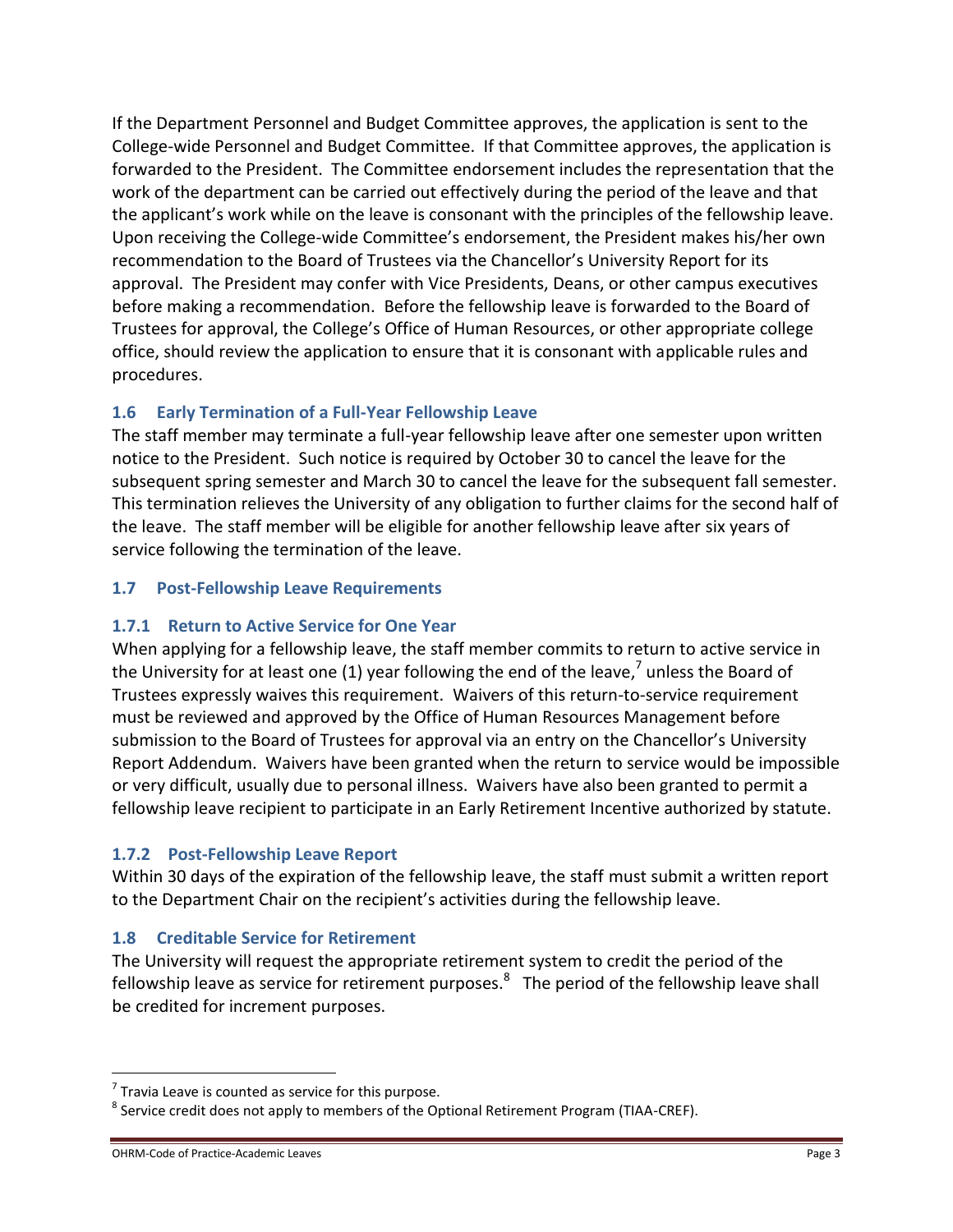If the Department Personnel and Budget Committee approves, the application is sent to the College-wide Personnel and Budget Committee. If that Committee approves, the application is forwarded to the President. The Committee endorsement includes the representation that the work of the department can be carried out effectively during the period of the leave and that the applicant's work while on the leave is consonant with the principles of the fellowship leave. Upon receiving the College-wide Committee's endorsement, the President makes his/her own recommendation to the Board of Trustees via the Chancellor's University Report for its approval. The President may confer with Vice Presidents, Deans, or other campus executives before making a recommendation. Before the fellowship leave is forwarded to the Board of Trustees for approval, the College's Office of Human Resources, or other appropriate college office, should review the application to ensure that it is consonant with applicable rules and procedures.

### 1.6 Early Termination of a Full-Year Fellowship Leave

The staff member may terminate a full-year fellowship leave after one semester upon written notice to the President. Such notice is required by October 30 to cancel the leave for the subsequent spring semester and March 30 to cancel the leave for the subsequent fall semester. This termination relieves the University of any obligation to further claims for the second half of the leave. The staff member will be eligible for another fellowship leave after six years of service following the termination of the leave.

### 1.7 Post-Fellowship Leave Requirements

#### 1.7.1 Return to Active Service for One Year

When applying for a fellowship leave, the staff member commits to return to active service in the University for at least one (1) year following the end of the leave,[7] unless the Board of Trustees expressly waives this requirement. Waivers of this return-to-service requirement must be reviewed and approved by the Office of Human Resources Management before submission to the Board of Trustees for approval via an entry on the Chancellor's University Report Addendum. Waivers have been granted when the return to service would be impossible or very difficult, usually due to personal illness. Waivers have also been granted to permit a fellowship leave recipient to participate in an Early Retirement Incentive authorized by statute.

#### 1.7.2 Post-Fellowship Leave Report

Within 30 days of the expiration of the fellowship leave, the staff must submit a written report to the Department Chair on the recipient's activities during the fellowship leave.

### 1.8 Creditable Service for Retirement

The University will request the appropriate retirement system to credit the period of the fellowship leave as service for retirement purposes.[8] The period of the fellowship leave shall be credited for increment purposes.

---

[7] Travia Leave is counted as service for this purpose.

[8] Service credit does not apply to members of the Optional Retirement Program (TIAA-CREF).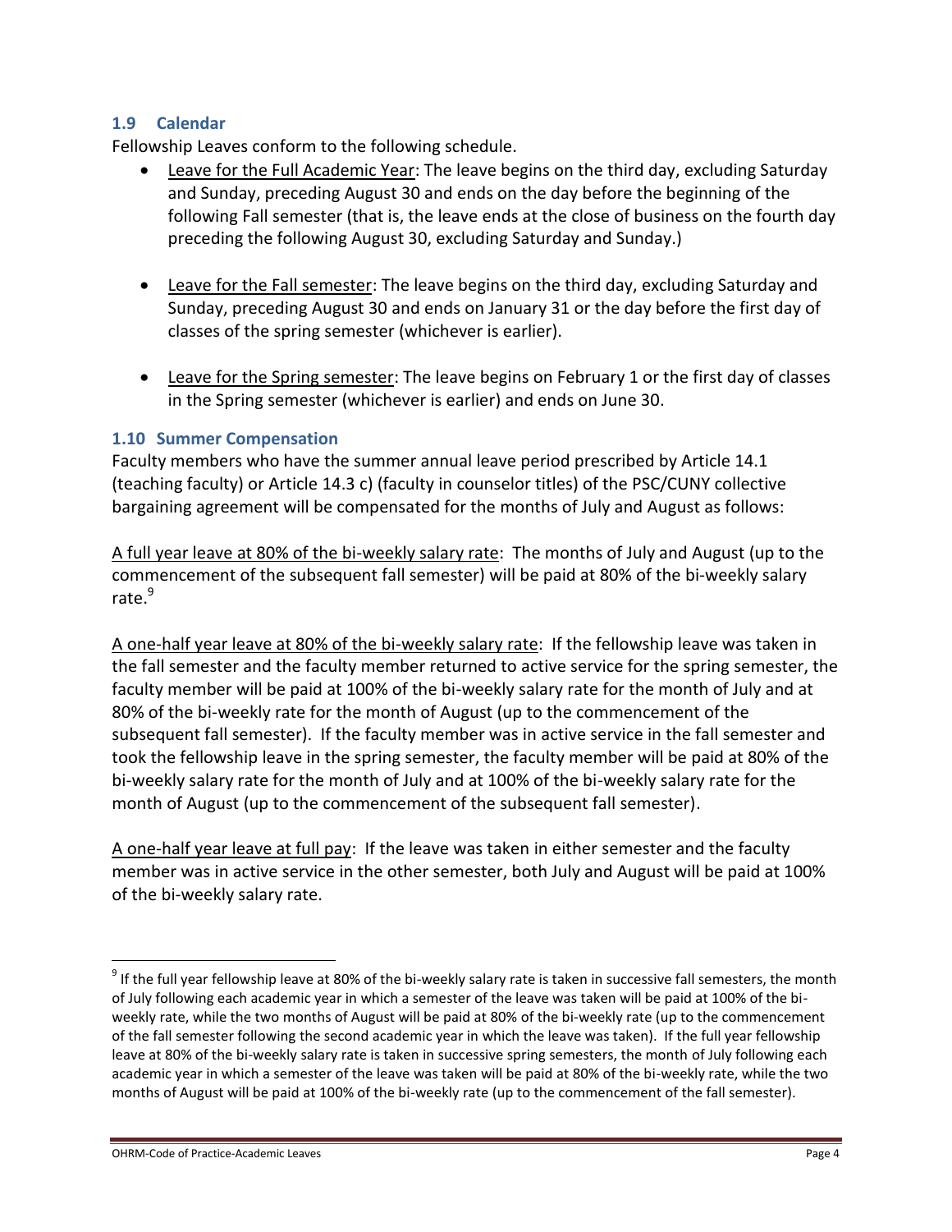### 1.9 Calendar

Fellowship Leaves conform to the following schedule.

- Leave for the Full Academic Year: The leave begins on the third day, excluding Saturday and Sunday, preceding August 30 and ends on the day before the beginning of the following Fall semester (that is, the leave ends at the close of business on the fourth day preceding the following August 30, excluding Saturday and Sunday.)

- Leave for the Fall semester: The leave begins on the third day, excluding Saturday and Sunday, preceding August 30 and ends on January 31 or the day before the first day of classes of the spring semester (whichever is earlier).

- Leave for the Spring semester: The leave begins on February 1 or the first day of classes in the Spring semester (whichever is earlier) and ends on June 30.

### 1.10 Summer Compensation

Faculty members who have the summer annual leave period prescribed by Article 14.1 (teaching faculty) or Article 14.3 c) (faculty in counselor titles) of the PSC/CUNY collective bargaining agreement will be compensated for the months of July and August as follows:

A full year leave at 80% of the bi-weekly salary rate: The months of July and August (up to the commencement of the subsequent fall semester) will be paid at 80% of the bi-weekly salary rate.[9]

A one-half year leave at 80% of the bi-weekly salary rate: If the fellowship leave was taken in the fall semester and the faculty member returned to active service for the spring semester, the faculty member will be paid at 100% of the bi-weekly salary rate for the month of July and at 80% of the bi-weekly rate for the month of August (up to the commencement of the subsequent fall semester). If the faculty member was in active service in the fall semester and took the fellowship leave in the spring semester, the faculty member will be paid at 80% of the bi-weekly salary rate for the month of July and at 100% of the bi-weekly salary rate for the month of August (up to the commencement of the subsequent fall semester).

A one-half year leave at full pay: If the leave was taken in either semester and the faculty member was in active service in the other semester, both July and August will be paid at 100% of the bi-weekly salary rate.

---

[9] If the full year fellowship leave at 80% of the bi-weekly salary rate is taken in successive fall semesters, the month of July following each academic year in which a semester of the leave was taken will be paid at 100% of the bi-weekly rate, while the two months of August will be paid at 80% of the bi-weekly rate (up to the commencement of the fall semester following the second academic year in which the leave was taken). If the full year fellowship leave at 80% of the bi-weekly salary rate is taken in successive spring semesters, the month of July following each academic year in which a semester of the leave was taken will be paid at 80% of the bi-weekly rate, while the two months of August will be paid at 100% of the bi-weekly rate (up to the commencement of the fall semester).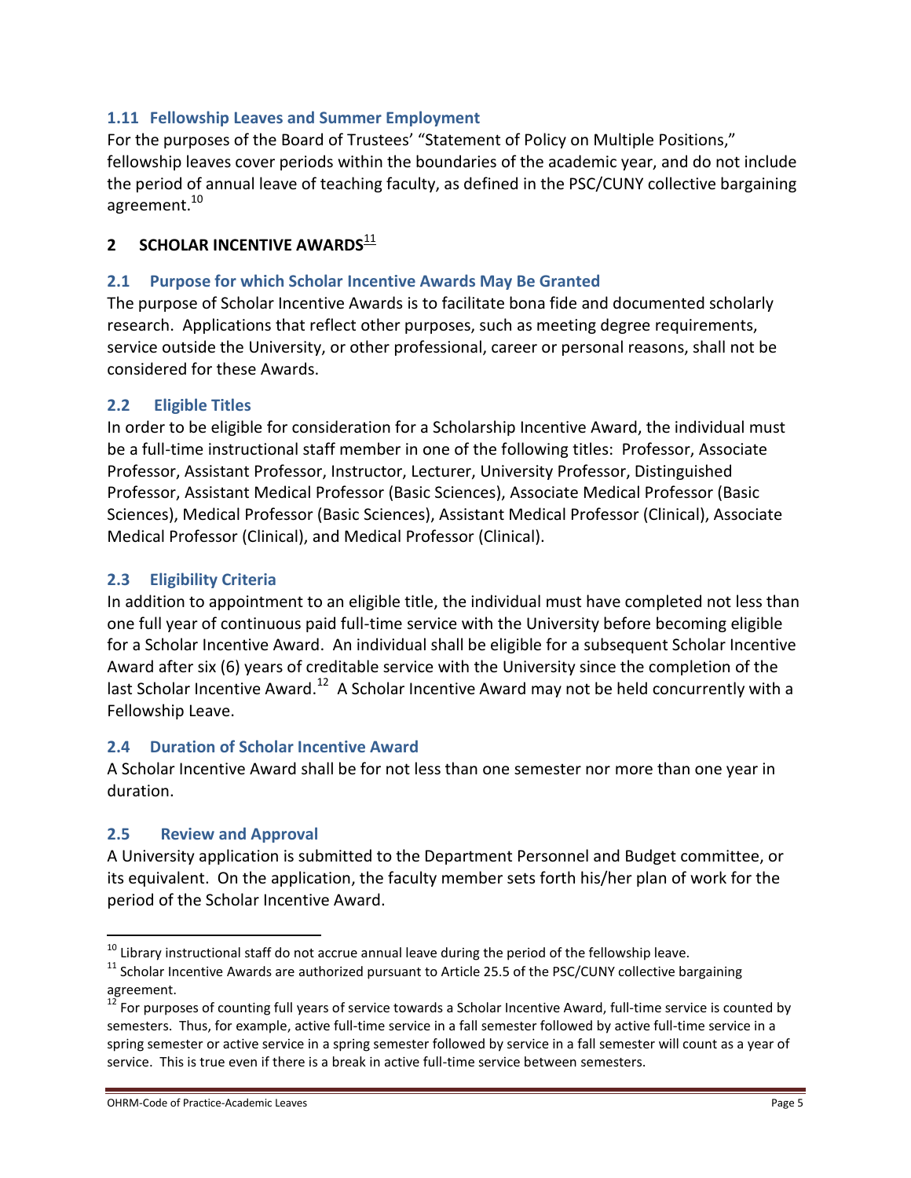### 1.11 Fellowship Leaves and Summer Employment

For the purposes of the Board of Trustees' "Statement of Policy on Multiple Positions," fellowship leaves cover periods within the boundaries of the academic year, and do not include the period of annual leave of teaching faculty, as defined in the PSC/CUNY collective bargaining agreement.[10]

## 2 SCHOLAR INCENTIVE AWARDS[11]

### 2.1 Purpose for which Scholar Incentive Awards May Be Granted

The purpose of Scholar Incentive Awards is to facilitate bona fide and documented scholarly research. Applications that reflect other purposes, such as meeting degree requirements, service outside the University, or other professional, career or personal reasons, shall not be considered for these Awards.

### 2.2 Eligible Titles

In order to be eligible for consideration for a Scholarship Incentive Award, the individual must be a full-time instructional staff member in one of the following titles: Professor, Associate Professor, Assistant Professor, Instructor, Lecturer, University Professor, Distinguished Professor, Assistant Medical Professor (Basic Sciences), Associate Medical Professor (Basic Sciences), Medical Professor (Basic Sciences), Assistant Medical Professor (Clinical), Associate Medical Professor (Clinical), and Medical Professor (Clinical).

### 2.3 Eligibility Criteria

In addition to appointment to an eligible title, the individual must have completed not less than one full year of continuous paid full-time service with the University before becoming eligible for a Scholar Incentive Award. An individual shall be eligible for a subsequent Scholar Incentive Award after six (6) years of creditable service with the University since the completion of the last Scholar Incentive Award.[12] A Scholar Incentive Award may not be held concurrently with a Fellowship Leave.

### 2.4 Duration of Scholar Incentive Award

A Scholar Incentive Award shall be for not less than one semester nor more than one year in duration.

### 2.5 Review and Approval

A University application is submitted to the Department Personnel and Budget committee, or its equivalent. On the application, the faculty member sets forth his/her plan of work for the period of the Scholar Incentive Award.

---

[10] Library instructional staff do not accrue annual leave during the period of the fellowship leave.

[11] Scholar Incentive Awards are authorized pursuant to Article 25.5 of the PSC/CUNY collective bargaining agreement.

[12] For purposes of counting full years of service towards a Scholar Incentive Award, full-time service is counted by semesters. Thus, for example, active full-time service in a fall semester followed by active full-time service in a spring semester or active service in a spring semester followed by service in a fall semester will count as a year of service. This is true even if there is a break in active full-time service between semesters.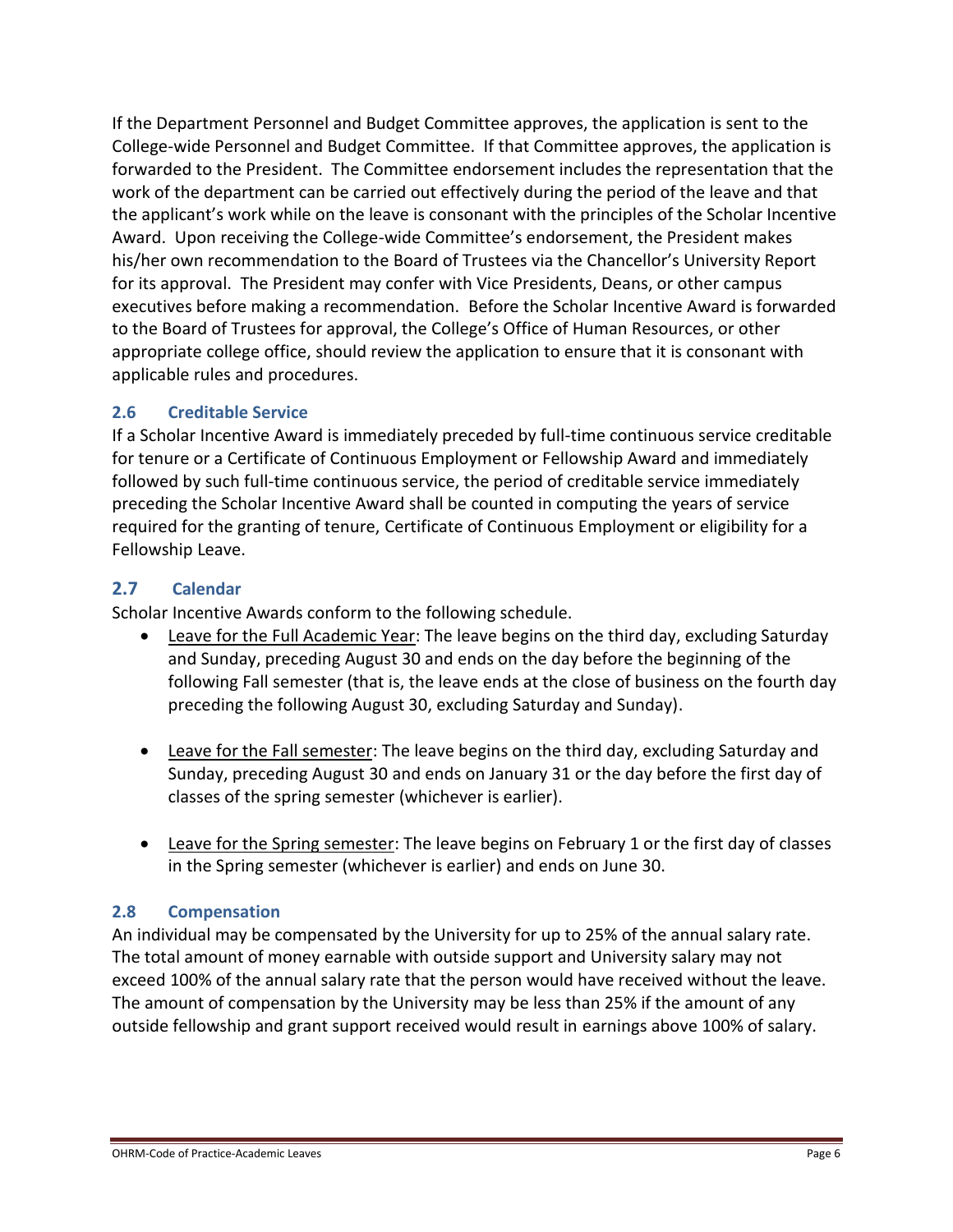If the Department Personnel and Budget Committee approves, the application is sent to the College-wide Personnel and Budget Committee. If that Committee approves, the application is forwarded to the President. The Committee endorsement includes the representation that the work of the department can be carried out effectively during the period of the leave and that the applicant's work while on the leave is consonant with the principles of the Scholar Incentive Award. Upon receiving the College-wide Committee's endorsement, the President makes his/her own recommendation to the Board of Trustees via the Chancellor's University Report for its approval. The President may confer with Vice Presidents, Deans, or other campus executives before making a recommendation. Before the Scholar Incentive Award is forwarded to the Board of Trustees for approval, the College's Office of Human Resources, or other appropriate college office, should review the application to ensure that it is consonant with applicable rules and procedures.

### 2.6 Creditable Service

If a Scholar Incentive Award is immediately preceded by full-time continuous service creditable for tenure or a Certificate of Continuous Employment or Fellowship Award and immediately followed by such full-time continuous service, the period of creditable service immediately preceding the Scholar Incentive Award shall be counted in computing the years of service required for the granting of tenure, Certificate of Continuous Employment or eligibility for a Fellowship Leave.

### 2.7 Calendar

Scholar Incentive Awards conform to the following schedule.

- Leave for the Full Academic Year: The leave begins on the third day, excluding Saturday and Sunday, preceding August 30 and ends on the day before the beginning of the following Fall semester (that is, the leave ends at the close of business on the fourth day preceding the following August 30, excluding Saturday and Sunday).
- Leave for the Fall semester: The leave begins on the third day, excluding Saturday and Sunday, preceding August 30 and ends on January 31 or the day before the first day of classes of the spring semester (whichever is earlier).
- Leave for the Spring semester: The leave begins on February 1 or the first day of classes in the Spring semester (whichever is earlier) and ends on June 30.

### 2.8 Compensation

An individual may be compensated by the University for up to 25% of the annual salary rate. The total amount of money earnable with outside support and University salary may not exceed 100% of the annual salary rate that the person would have received without the leave. The amount of compensation by the University may be less than 25% if the amount of any outside fellowship and grant support received would result in earnings above 100% of salary.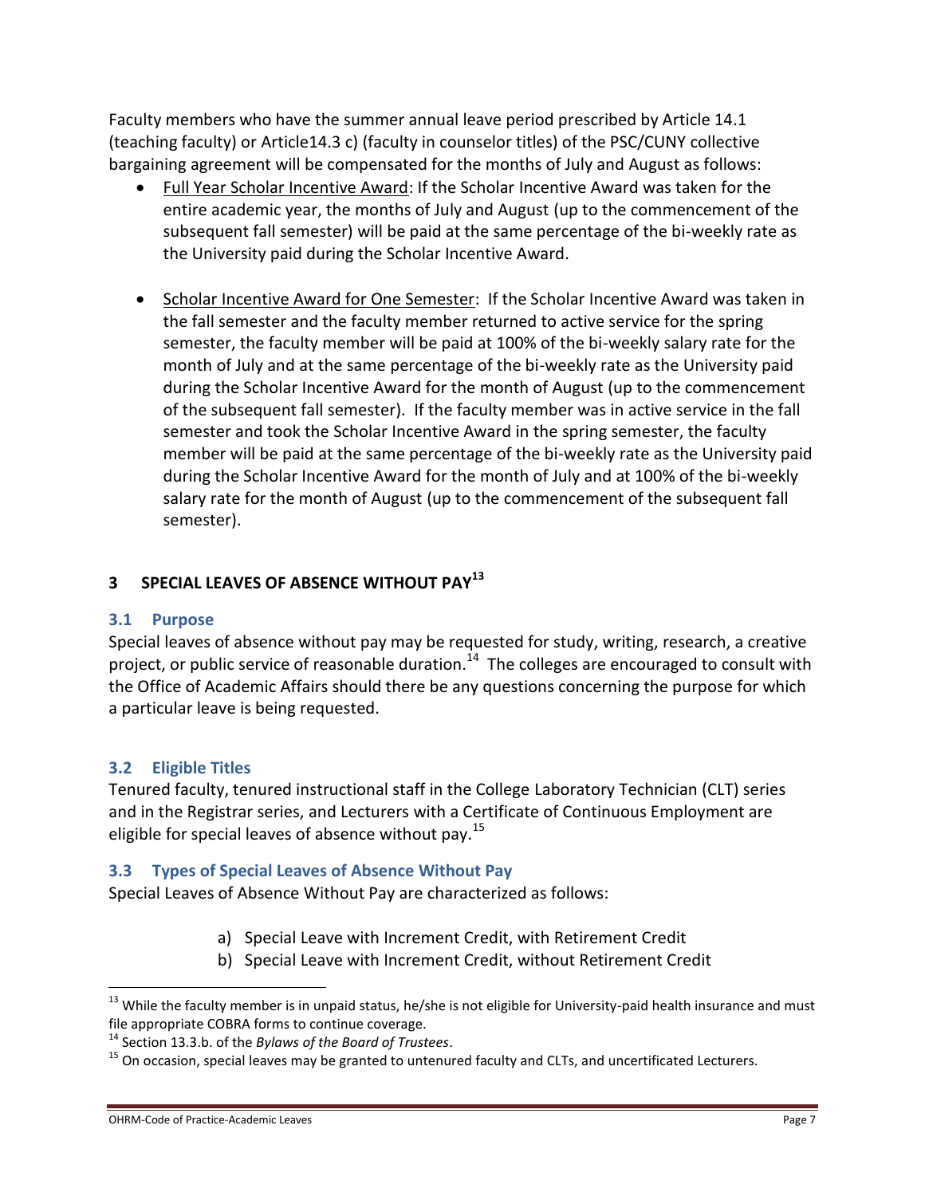Faculty members who have the summer annual leave period prescribed by Article 14.1 (teaching faculty) or Article14.3 c) (faculty in counselor titles) of the PSC/CUNY collective bargaining agreement will be compensated for the months of July and August as follows:

- Full Year Scholar Incentive Award: If the Scholar Incentive Award was taken for the entire academic year, the months of July and August (up to the commencement of the subsequent fall semester) will be paid at the same percentage of the bi-weekly rate as the University paid during the Scholar Incentive Award.

- Scholar Incentive Award for One Semester: If the Scholar Incentive Award was taken in the fall semester and the faculty member returned to active service for the spring semester, the faculty member will be paid at 100% of the bi-weekly salary rate for the month of July and at the same percentage of the bi-weekly rate as the University paid during the Scholar Incentive Award for the month of August (up to the commencement of the subsequent fall semester). If the faculty member was in active service in the fall semester and took the Scholar Incentive Award in the spring semester, the faculty member will be paid at the same percentage of the bi-weekly rate as the University paid during the Scholar Incentive Award for the month of July and at 100% of the bi-weekly salary rate for the month of August (up to the commencement of the subsequent fall semester).

## 3 SPECIAL LEAVES OF ABSENCE WITHOUT PAY[13]

### 3.1 Purpose

Special leaves of absence without pay may be requested for study, writing, research, a creative project, or public service of reasonable duration.[14] The colleges are encouraged to consult with the Office of Academic Affairs should there be any questions concerning the purpose for which a particular leave is being requested.

### 3.2 Eligible Titles

Tenured faculty, tenured instructional staff in the College Laboratory Technician (CLT) series and in the Registrar series, and Lecturers with a Certificate of Continuous Employment are eligible for special leaves of absence without pay.[15]

### 3.3 Types of Special Leaves of Absence Without Pay

Special Leaves of Absence Without Pay are characterized as follows:

a) Special Leave with Increment Credit, with Retirement Credit
b) Special Leave with Increment Credit, without Retirement Credit

---

[13] While the faculty member is in unpaid status, he/she is not eligible for University-paid health insurance and must file appropriate COBRA forms to continue coverage.

[14] Section 13.3.b. of the *Bylaws of the Board of Trustees*.

[15] On occasion, special leaves may be granted to untenured faculty and CLTs, and uncertificated Lecturers.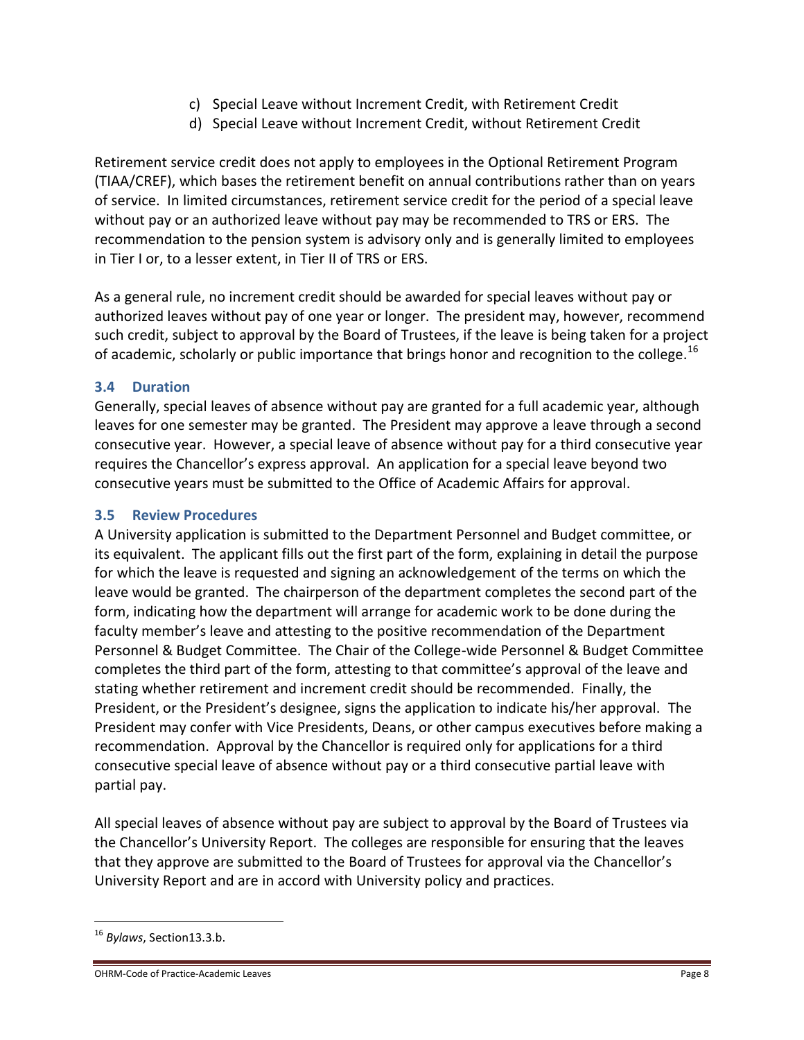c) Special Leave without Increment Credit, with Retirement Credit
d) Special Leave without Increment Credit, without Retirement Credit

Retirement service credit does not apply to employees in the Optional Retirement Program (TIAA/CREF), which bases the retirement benefit on annual contributions rather than on years of service. In limited circumstances, retirement service credit for the period of a special leave without pay or an authorized leave without pay may be recommended to TRS or ERS. The recommendation to the pension system is advisory only and is generally limited to employees in Tier I or, to a lesser extent, in Tier II of TRS or ERS.

As a general rule, no increment credit should be awarded for special leaves without pay or authorized leaves without pay of one year or longer. The president may, however, recommend such credit, subject to approval by the Board of Trustees, if the leave is being taken for a project of academic, scholarly or public importance that brings honor and recognition to the college.[16]

### 3.4 Duration

Generally, special leaves of absence without pay are granted for a full academic year, although leaves for one semester may be granted. The President may approve a leave through a second consecutive year. However, a special leave of absence without pay for a third consecutive year requires the Chancellor's express approval. An application for a special leave beyond two consecutive years must be submitted to the Office of Academic Affairs for approval.

### 3.5 Review Procedures

A University application is submitted to the Department Personnel and Budget committee, or its equivalent. The applicant fills out the first part of the form, explaining in detail the purpose for which the leave is requested and signing an acknowledgement of the terms on which the leave would be granted. The chairperson of the department completes the second part of the form, indicating how the department will arrange for academic work to be done during the faculty member's leave and attesting to the positive recommendation of the Department Personnel & Budget Committee. The Chair of the College-wide Personnel & Budget Committee completes the third part of the form, attesting to that committee's approval of the leave and stating whether retirement and increment credit should be recommended. Finally, the President, or the President's designee, signs the application to indicate his/her approval. The President may confer with Vice Presidents, Deans, or other campus executives before making a recommendation. Approval by the Chancellor is required only for applications for a third consecutive special leave of absence without pay or a third consecutive partial leave with partial pay.

All special leaves of absence without pay are subject to approval by the Board of Trustees via the Chancellor's University Report. The colleges are responsible for ensuring that the leaves that they approve are submitted to the Board of Trustees for approval via the Chancellor's University Report and are in accord with University policy and practices.

---

[16] *Bylaws*, Section13.3.b.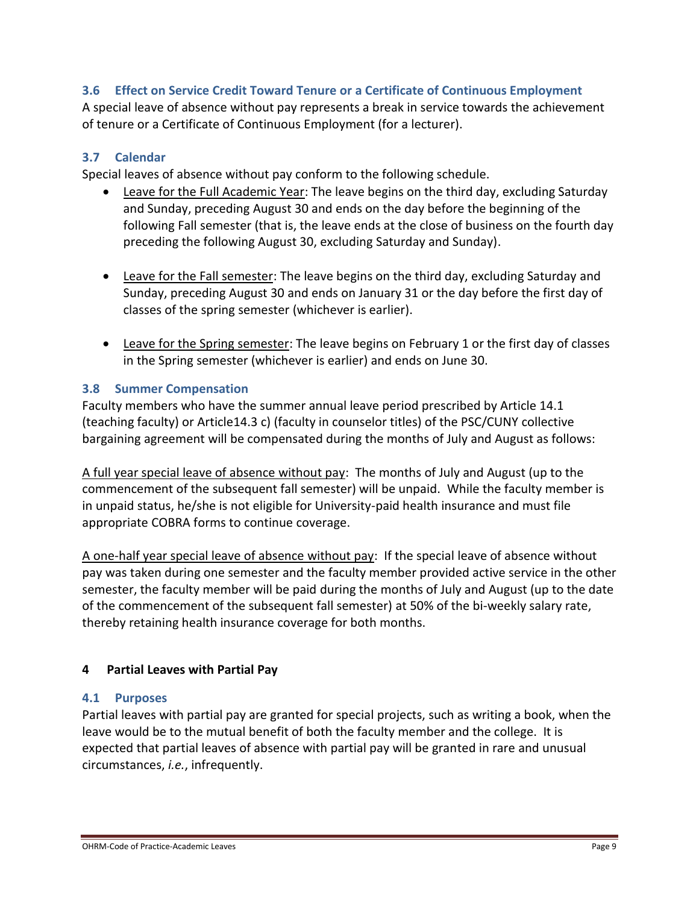### 3.6 Effect on Service Credit Toward Tenure or a Certificate of Continuous Employment

A special leave of absence without pay represents a break in service towards the achievement of tenure or a Certificate of Continuous Employment (for a lecturer).

### 3.7 Calendar

Special leaves of absence without pay conform to the following schedule.

- <u>Leave for the Full Academic Year</u>: The leave begins on the third day, excluding Saturday and Sunday, preceding August 30 and ends on the day before the beginning of the following Fall semester (that is, the leave ends at the close of business on the fourth day preceding the following August 30, excluding Saturday and Sunday).

- <u>Leave for the Fall semester</u>: The leave begins on the third day, excluding Saturday and Sunday, preceding August 30 and ends on January 31 or the day before the first day of classes of the spring semester (whichever is earlier).

- <u>Leave for the Spring semester</u>: The leave begins on February 1 or the first day of classes in the Spring semester (whichever is earlier) and ends on June 30.

### 3.8 Summer Compensation

Faculty members who have the summer annual leave period prescribed by Article 14.1 (teaching faculty) or Article14.3 c) (faculty in counselor titles) of the PSC/CUNY collective bargaining agreement will be compensated during the months of July and August as follows:

<u>A full year special leave of absence without pay</u>: The months of July and August (up to the commencement of the subsequent fall semester) will be unpaid. While the faculty member is in unpaid status, he/she is not eligible for University-paid health insurance and must file appropriate COBRA forms to continue coverage.

<u>A one-half year special leave of absence without pay</u>: If the special leave of absence without pay was taken during one semester and the faculty member provided active service in the other semester, the faculty member will be paid during the months of July and August (up to the date of the commencement of the subsequent fall semester) at 50% of the bi-weekly salary rate, thereby retaining health insurance coverage for both months.

## 4 Partial Leaves with Partial Pay

### 4.1 Purposes

Partial leaves with partial pay are granted for special projects, such as writing a book, when the leave would be to the mutual benefit of both the faculty member and the college. It is expected that partial leaves of absence with partial pay will be granted in rare and unusual circumstances, *i.e.*, infrequently.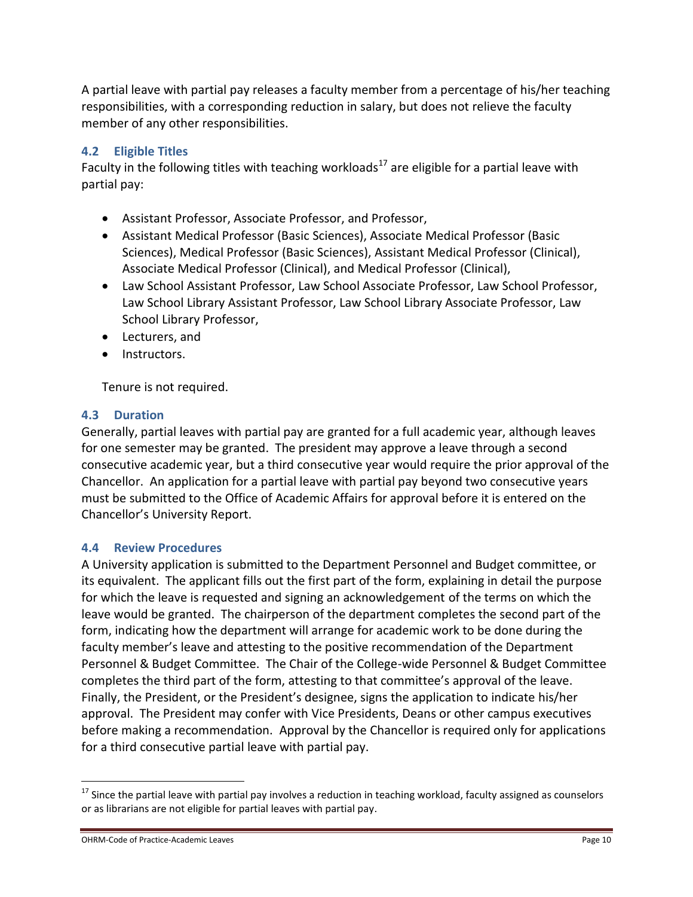A partial leave with partial pay releases a faculty member from a percentage of his/her teaching responsibilities, with a corresponding reduction in salary, but does not relieve the faculty member of any other responsibilities.

### 4.2 Eligible Titles

Faculty in the following titles with teaching workloads[17] are eligible for a partial leave with partial pay:

- Assistant Professor, Associate Professor, and Professor,
- Assistant Medical Professor (Basic Sciences), Associate Medical Professor (Basic Sciences), Medical Professor (Basic Sciences), Assistant Medical Professor (Clinical), Associate Medical Professor (Clinical), and Medical Professor (Clinical),
- Law School Assistant Professor, Law School Associate Professor, Law School Professor, Law School Library Assistant Professor, Law School Library Associate Professor, Law School Library Professor,
- Lecturers, and
- Instructors.

Tenure is not required.

### 4.3 Duration

Generally, partial leaves with partial pay are granted for a full academic year, although leaves for one semester may be granted. The president may approve a leave through a second consecutive academic year, but a third consecutive year would require the prior approval of the Chancellor. An application for a partial leave with partial pay beyond two consecutive years must be submitted to the Office of Academic Affairs for approval before it is entered on the Chancellor's University Report.

### 4.4 Review Procedures

A University application is submitted to the Department Personnel and Budget committee, or its equivalent. The applicant fills out the first part of the form, explaining in detail the purpose for which the leave is requested and signing an acknowledgement of the terms on which the leave would be granted. The chairperson of the department completes the second part of the form, indicating how the department will arrange for academic work to be done during the faculty member's leave and attesting to the positive recommendation of the Department Personnel & Budget Committee. The Chair of the College-wide Personnel & Budget Committee completes the third part of the form, attesting to that committee's approval of the leave. Finally, the President, or the President's designee, signs the application to indicate his/her approval. The President may confer with Vice Presidents, Deans or other campus executives before making a recommendation. Approval by the Chancellor is required only for applications for a third consecutive partial leave with partial pay.

---

[17] Since the partial leave with partial pay involves a reduction in teaching workload, faculty assigned as counselors or as librarians are not eligible for partial leaves with partial pay.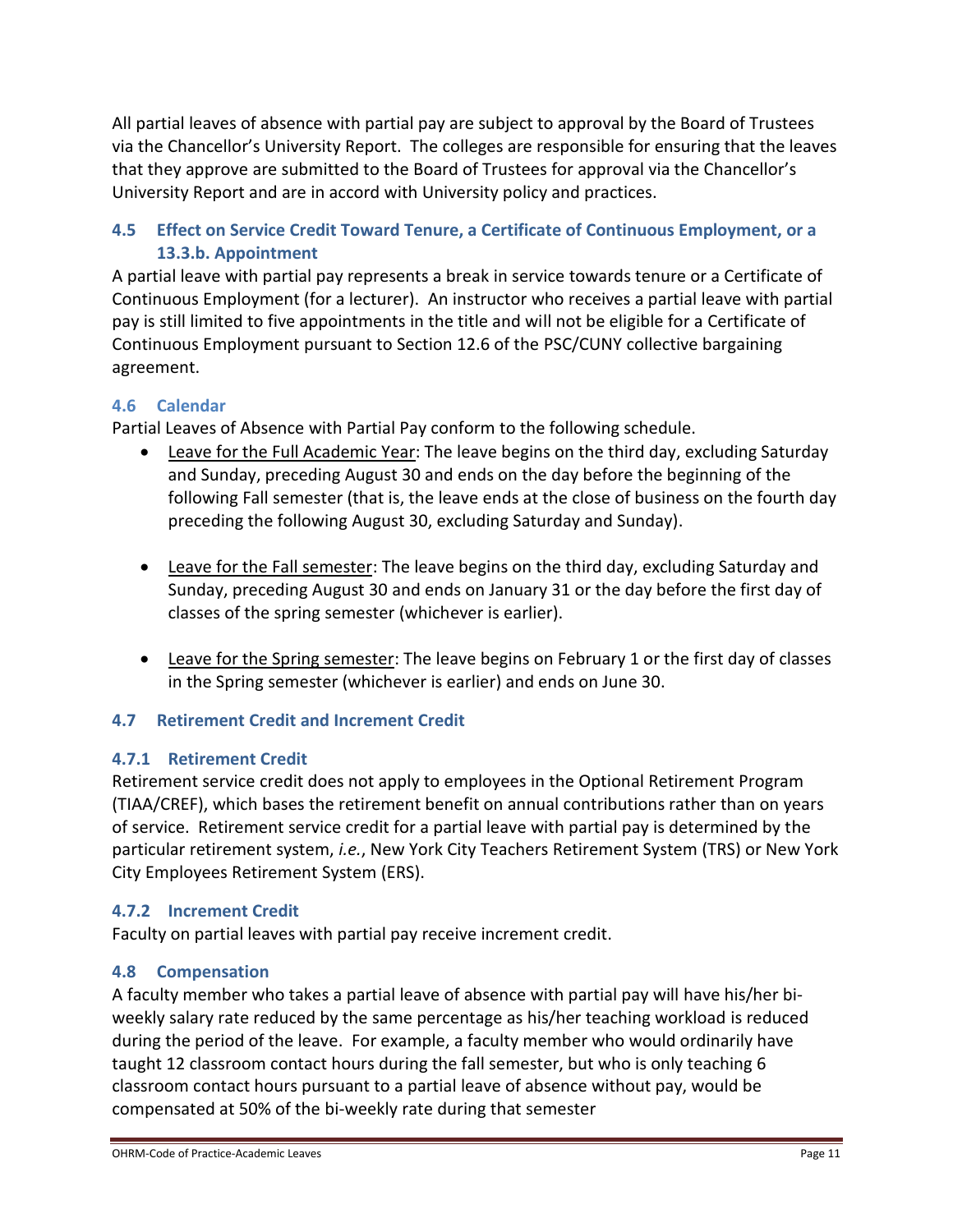All partial leaves of absence with partial pay are subject to approval by the Board of Trustees via the Chancellor's University Report. The colleges are responsible for ensuring that the leaves that they approve are submitted to the Board of Trustees for approval via the Chancellor's University Report and are in accord with University policy and practices.

### 4.5 Effect on Service Credit Toward Tenure, a Certificate of Continuous Employment, or a 13.3.b. Appointment

A partial leave with partial pay represents a break in service towards tenure or a Certificate of Continuous Employment (for a lecturer). An instructor who receives a partial leave with partial pay is still limited to five appointments in the title and will not be eligible for a Certificate of Continuous Employment pursuant to Section 12.6 of the PSC/CUNY collective bargaining agreement.

### 4.6 Calendar

Partial Leaves of Absence with Partial Pay conform to the following schedule.

- <u>Leave for the Full Academic Year</u>: The leave begins on the third day, excluding Saturday and Sunday, preceding August 30 and ends on the day before the beginning of the following Fall semester (that is, the leave ends at the close of business on the fourth day preceding the following August 30, excluding Saturday and Sunday).

- <u>Leave for the Fall semester</u>: The leave begins on the third day, excluding Saturday and Sunday, preceding August 30 and ends on January 31 or the day before the first day of classes of the spring semester (whichever is earlier).

- <u>Leave for the Spring semester</u>: The leave begins on February 1 or the first day of classes in the Spring semester (whichever is earlier) and ends on June 30.

### 4.7 Retirement Credit and Increment Credit

#### 4.7.1 Retirement Credit

Retirement service credit does not apply to employees in the Optional Retirement Program (TIAA/CREF), which bases the retirement benefit on annual contributions rather than on years of service. Retirement service credit for a partial leave with partial pay is determined by the particular retirement system, *i.e.*, New York City Teachers Retirement System (TRS) or New York City Employees Retirement System (ERS).

#### 4.7.2 Increment Credit

Faculty on partial leaves with partial pay receive increment credit.

### 4.8 Compensation

A faculty member who takes a partial leave of absence with partial pay will have his/her bi-weekly salary rate reduced by the same percentage as his/her teaching workload is reduced during the period of the leave. For example, a faculty member who would ordinarily have taught 12 classroom contact hours during the fall semester, but who is only teaching 6 classroom contact hours pursuant to a partial leave of absence without pay, would be compensated at 50% of the bi-weekly rate during that semester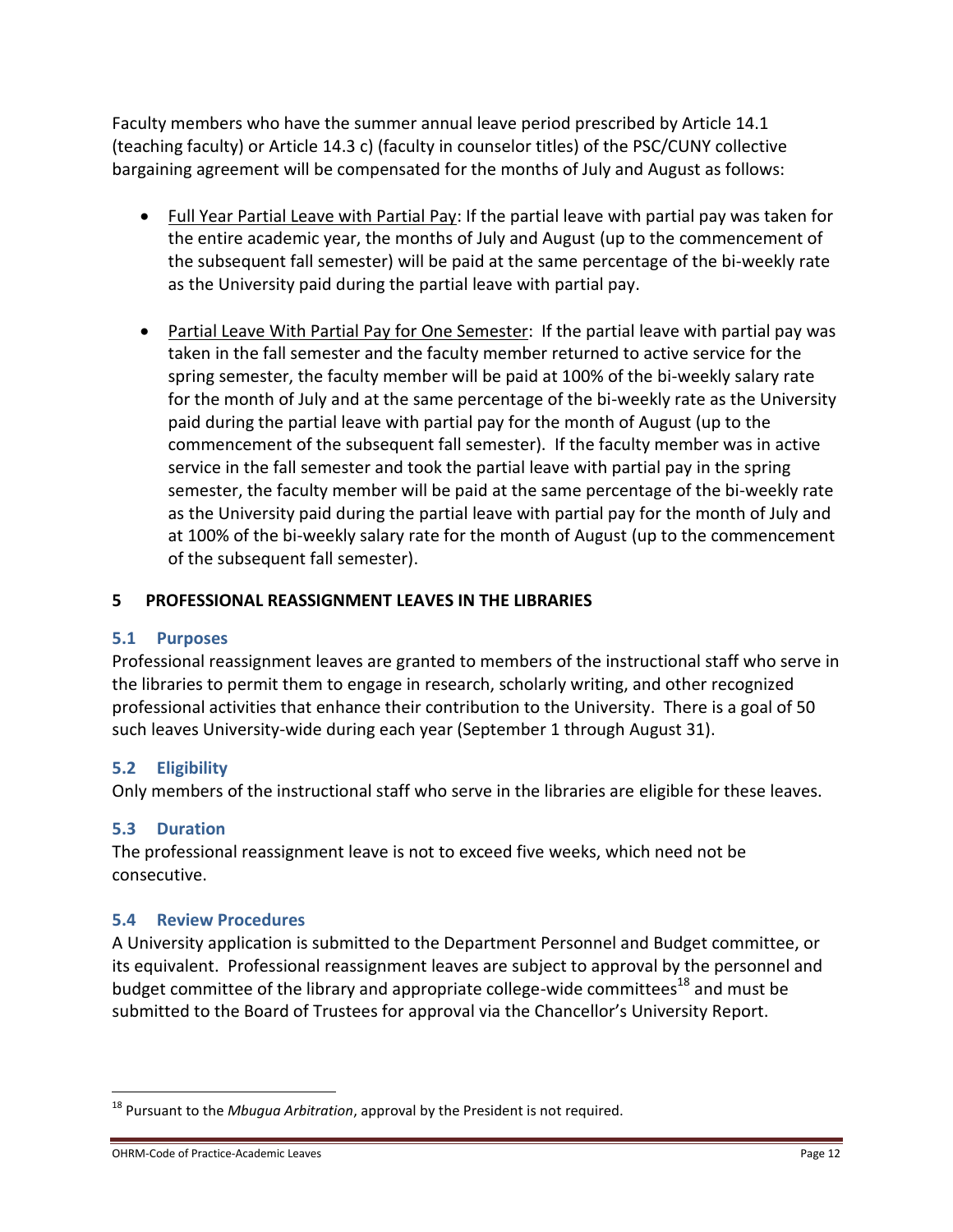Faculty members who have the summer annual leave period prescribed by Article 14.1 (teaching faculty) or Article 14.3 c) (faculty in counselor titles) of the PSC/CUNY collective bargaining agreement will be compensated for the months of July and August as follows:

- Full Year Partial Leave with Partial Pay: If the partial leave with partial pay was taken for the entire academic year, the months of July and August (up to the commencement of the subsequent fall semester) will be paid at the same percentage of the bi-weekly rate as the University paid during the partial leave with partial pay.

- Partial Leave With Partial Pay for One Semester: If the partial leave with partial pay was taken in the fall semester and the faculty member returned to active service for the spring semester, the faculty member will be paid at 100% of the bi-weekly salary rate for the month of July and at the same percentage of the bi-weekly rate as the University paid during the partial leave with partial pay for the month of August (up to the commencement of the subsequent fall semester). If the faculty member was in active service in the fall semester and took the partial leave with partial pay in the spring semester, the faculty member will be paid at the same percentage of the bi-weekly rate as the University paid during the partial leave with partial pay for the month of July and at 100% of the bi-weekly salary rate for the month of August (up to the commencement of the subsequent fall semester).

## 5 PROFESSIONAL REASSIGNMENT LEAVES IN THE LIBRARIES

### 5.1 Purposes

Professional reassignment leaves are granted to members of the instructional staff who serve in the libraries to permit them to engage in research, scholarly writing, and other recognized professional activities that enhance their contribution to the University. There is a goal of 50 such leaves University-wide during each year (September 1 through August 31).

### 5.2 Eligibility

Only members of the instructional staff who serve in the libraries are eligible for these leaves.

### 5.3 Duration

The professional reassignment leave is not to exceed five weeks, which need not be consecutive.

### 5.4 Review Procedures

A University application is submitted to the Department Personnel and Budget committee, or its equivalent. Professional reassignment leaves are subject to approval by the personnel and budget committee of the library and appropriate college-wide committees[18] and must be submitted to the Board of Trustees for approval via the Chancellor's University Report.

---

[18] Pursuant to the *Mbugua Arbitration*, approval by the President is not required.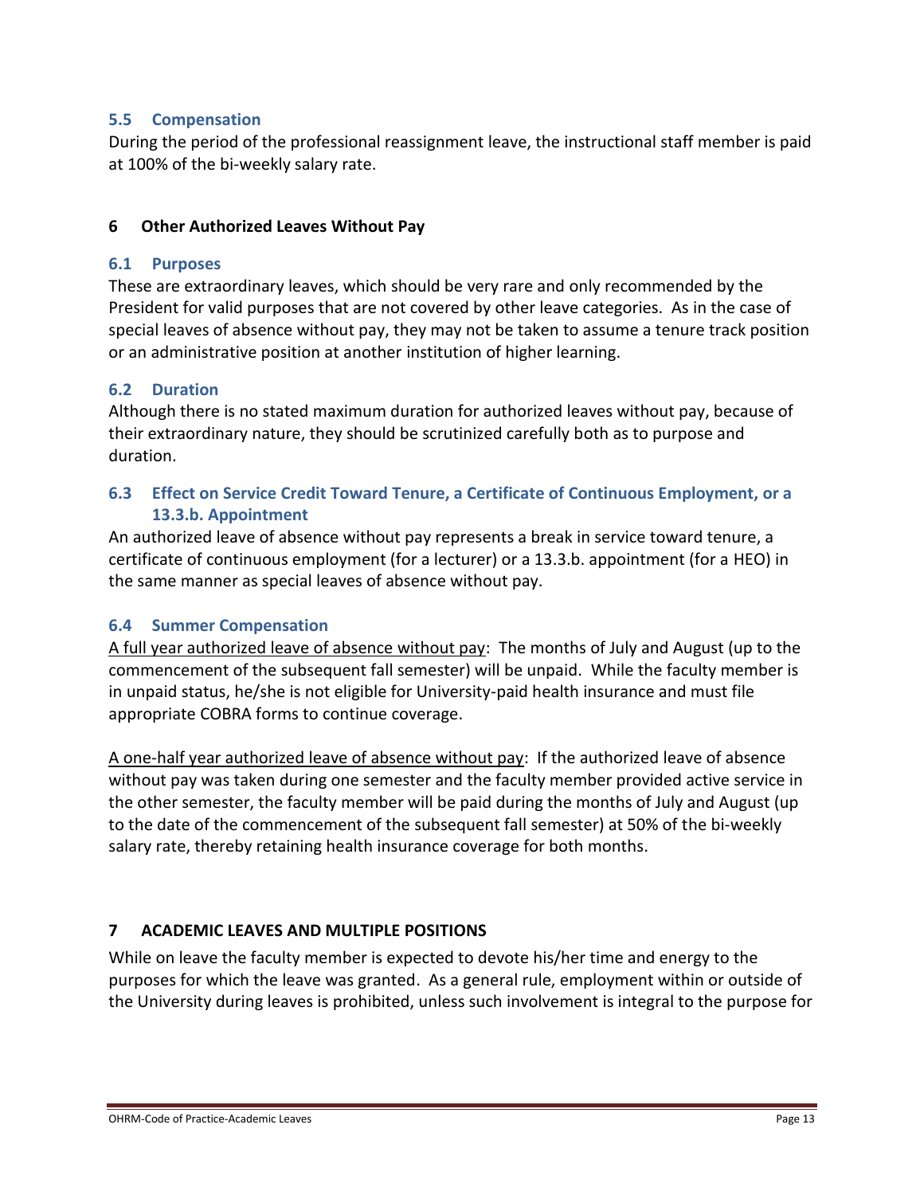### 5.5 Compensation

During the period of the professional reassignment leave, the instructional staff member is paid at 100% of the bi-weekly salary rate.

## 6 Other Authorized Leaves Without Pay

### 6.1 Purposes

These are extraordinary leaves, which should be very rare and only recommended by the President for valid purposes that are not covered by other leave categories. As in the case of special leaves of absence without pay, they may not be taken to assume a tenure track position or an administrative position at another institution of higher learning.

### 6.2 Duration

Although there is no stated maximum duration for authorized leaves without pay, because of their extraordinary nature, they should be scrutinized carefully both as to purpose and duration.

### 6.3 Effect on Service Credit Toward Tenure, a Certificate of Continuous Employment, or a 13.3.b. Appointment

An authorized leave of absence without pay represents a break in service toward tenure, a certificate of continuous employment (for a lecturer) or a 13.3.b. appointment (for a HEO) in the same manner as special leaves of absence without pay.

### 6.4 Summer Compensation

<u>A full year authorized leave of absence without pay</u>: The months of July and August (up to the commencement of the subsequent fall semester) will be unpaid. While the faculty member is in unpaid status, he/she is not eligible for University-paid health insurance and must file appropriate COBRA forms to continue coverage.

<u>A one-half year authorized leave of absence without pay</u>: If the authorized leave of absence without pay was taken during one semester and the faculty member provided active service in the other semester, the faculty member will be paid during the months of July and August (up to the date of the commencement of the subsequent fall semester) at 50% of the bi-weekly salary rate, thereby retaining health insurance coverage for both months.

## 7 ACADEMIC LEAVES AND MULTIPLE POSITIONS

While on leave the faculty member is expected to devote his/her time and energy to the purposes for which the leave was granted. As a general rule, employment within or outside of the University during leaves is prohibited, unless such involvement is integral to the purpose for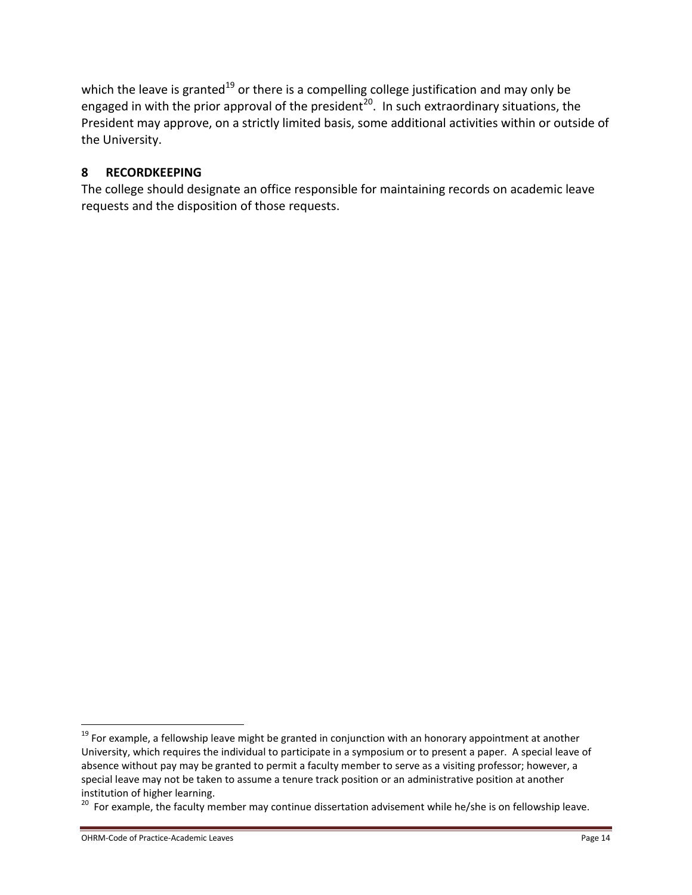which the leave is granted[19] or there is a compelling college justification and may only be engaged in with the prior approval of the president[20]. In such extraordinary situations, the President may approve, on a strictly limited basis, some additional activities within or outside of the University.

## 8 RECORDKEEPING

The college should designate an office responsible for maintaining records on academic leave requests and the disposition of those requests.

---

[19] For example, a fellowship leave might be granted in conjunction with an honorary appointment at another University, which requires the individual to participate in a symposium or to present a paper. A special leave of absence without pay may be granted to permit a faculty member to serve as a visiting professor; however, a special leave may not be taken to assume a tenure track position or an administrative position at another institution of higher learning.

[20] For example, the faculty member may continue dissertation advisement while he/she is on fellowship leave.